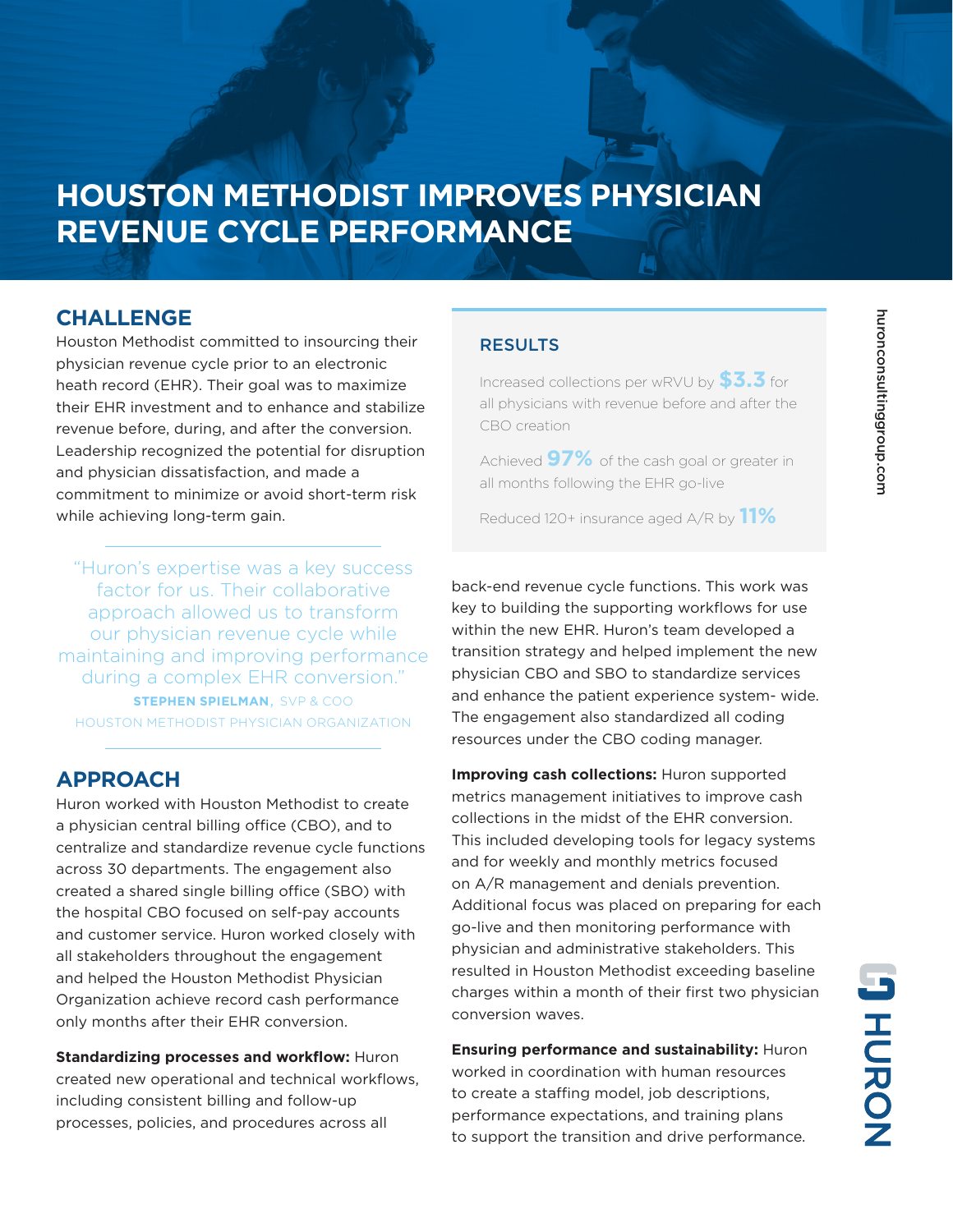# HOUSTON METHODIST IMPROVES PHYSICIAN REVENUE CYCLE PERFORMANCE

## CHALLENGE

Houston Methodist committed to insourcing their physician revenue cycle prior to an electronic heath record (EHR). Their goal was to maximize their EHR investment and to enhance and stabilize revenue before, during, and after the conversion. Leadership recognized the potential for disruption and physician dissatisfaction, and made a commitment to minimize or avoid short-term risk while achieving long-term gain.

> "Huron's expertise was a key success factor for us. Their collaborative approach allowed us to transform our physician revenue cycle while maintaining and improving performance during a complex EHR conversion."
>
> **STEPHEN SPIELMAN**, SVP & COO
> HOUSTON METHODIST PHYSICIAN ORGANIZATION

## APPROACH

Huron worked with Houston Methodist to create a physician central billing office (CBO), and to centralize and standardize revenue cycle functions across 30 departments. The engagement also created a shared single billing office (SBO) with the hospital CBO focused on self-pay accounts and customer service. Huron worked closely with all stakeholders throughout the engagement and helped the Houston Methodist Physician Organization achieve record cash performance only months after their EHR conversion.

**Standardizing processes and workflow:** Huron created new operational and technical workflows, including consistent billing and follow-up processes, policies, and procedures across all back-end revenue cycle functions. This work was key to building the supporting workflows for use within the new EHR. Huron's team developed a transition strategy and helped implement the new physician CBO and SBO to standardize services and enhance the patient experience system- wide. The engagement also standardized all coding resources under the CBO coding manager.

**Improving cash collections:** Huron supported metrics management initiatives to improve cash collections in the midst of the EHR conversion. This included developing tools for legacy systems and for weekly and monthly metrics focused on A/R management and denials prevention. Additional focus was placed on preparing for each go-live and then monitoring performance with physician and administrative stakeholders. This resulted in Houston Methodist exceeding baseline charges within a month of their first two physician conversion waves.

**Ensuring performance and sustainability:** Huron worked in coordination with human resources to create a staffing model, job descriptions, performance expectations, and training plans to support the transition and drive performance.

## RESULTS

Increased collections per wRVU by **$3.3** for all physicians with revenue before and after the CBO creation

Achieved **97%** of the cash goal or greater in all months following the EHR go-live

Reduced 120+ insurance aged A/R by **11%**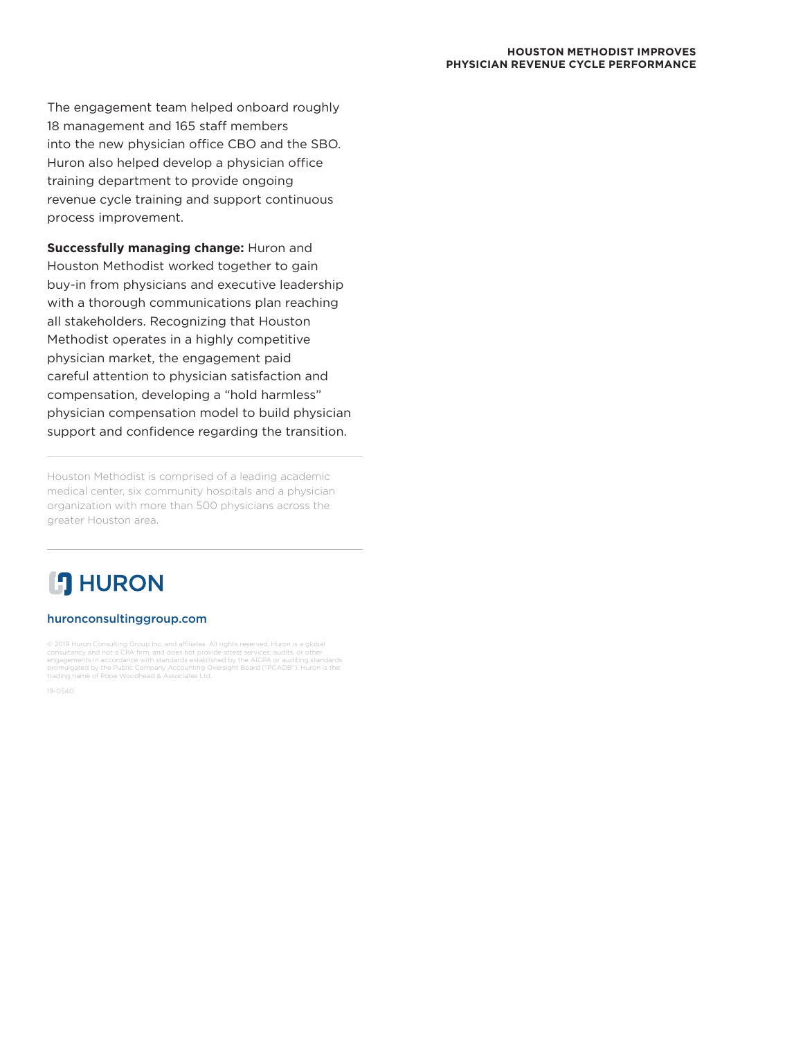The engagement team helped onboard roughly 18 management and 165 staff members into the new physician office CBO and the SBO. Huron also helped develop a physician office training department to provide ongoing revenue cycle training and support continuous process improvement.

**Successfully managing change:** Huron and Houston Methodist worked together to gain buy-in from physicians and executive leadership with a thorough communications plan reaching all stakeholders. Recognizing that Houston Methodist operates in a highly competitive physician market, the engagement paid careful attention to physician satisfaction and compensation, developing a "hold harmless" physician compensation model to build physician support and confidence regarding the transition.

---

Houston Methodist is comprised of a leading academic medical center, six community hospitals and a physician organization with more than 500 physicians across the greater Houston area.

---

HURON

huronconsultinggroup.com

© 2019 Huron Consulting Group Inc. and affiliates. All rights reserved. Huron is a global consultancy and not a CPA firm, and does not provide attest services, audits, or other engagements in accordance with standards established by the AICPA or auditing standards promulgated by the Public Company Accounting Oversight Board ("PCAOB"). Huron is the trading name of Pope Woodhead & Associates Ltd.

19-0540